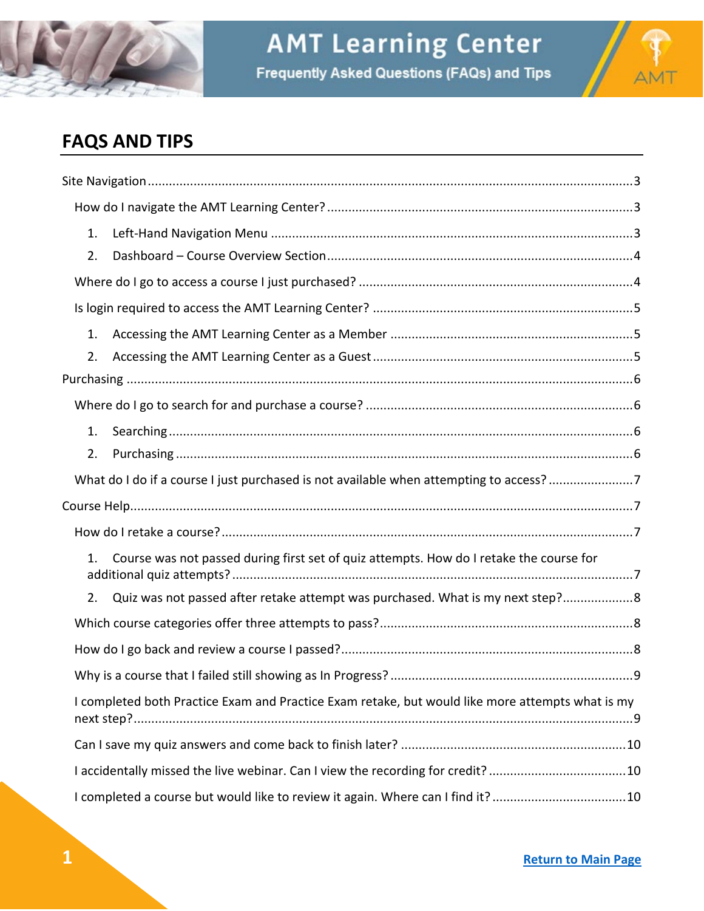# AMT Learning Center

Frequently Asked Questions (FAQs) and Tips

## FAQS AND TIPS

- Site Navigation ........ 3
  - How do I navigate the AMT Learning Center? ........ 3
    1. Left-Hand Navigation Menu ........ 3
    2. Dashboard – Course Overview Section ........ 4
  - Where do I go to access a course I just purchased? ........ 4
  - Is login required to access the AMT Learning Center? ........ 5
    1. Accessing the AMT Learning Center as a Member ........ 5
    2. Accessing the AMT Learning Center as a Guest ........ 5
- Purchasing ........ 6
  - Where do I go to search for and purchase a course? ........ 6
    1. Searching ........ 6
    2. Purchasing ........ 6
  - What do I do if a course I just purchased is not available when attempting to access? ........ 7
- Course Help ........ 7
  - How do I retake a course? ........ 7
    1. Course was not passed during first set of quiz attempts. How do I retake the course for additional quiz attempts? ........ 7
    2. Quiz was not passed after retake attempt was purchased. What is my next step? ........ 8
  - Which course categories offer three attempts to pass? ........ 8
  - How do I go back and review a course I passed? ........ 8
  - Why is a course that I failed still showing as In Progress? ........ 9
  - I completed both Practice Exam and Practice Exam retake, but would like more attempts what is my next step? ........ 9
  - Can I save my quiz answers and come back to finish later? ........ 10
  - I accidentally missed the live webinar. Can I view the recording for credit? ........ 10
  - I completed a course but would like to review it again. Where can I find it? ........ 10

**Return to Main Page**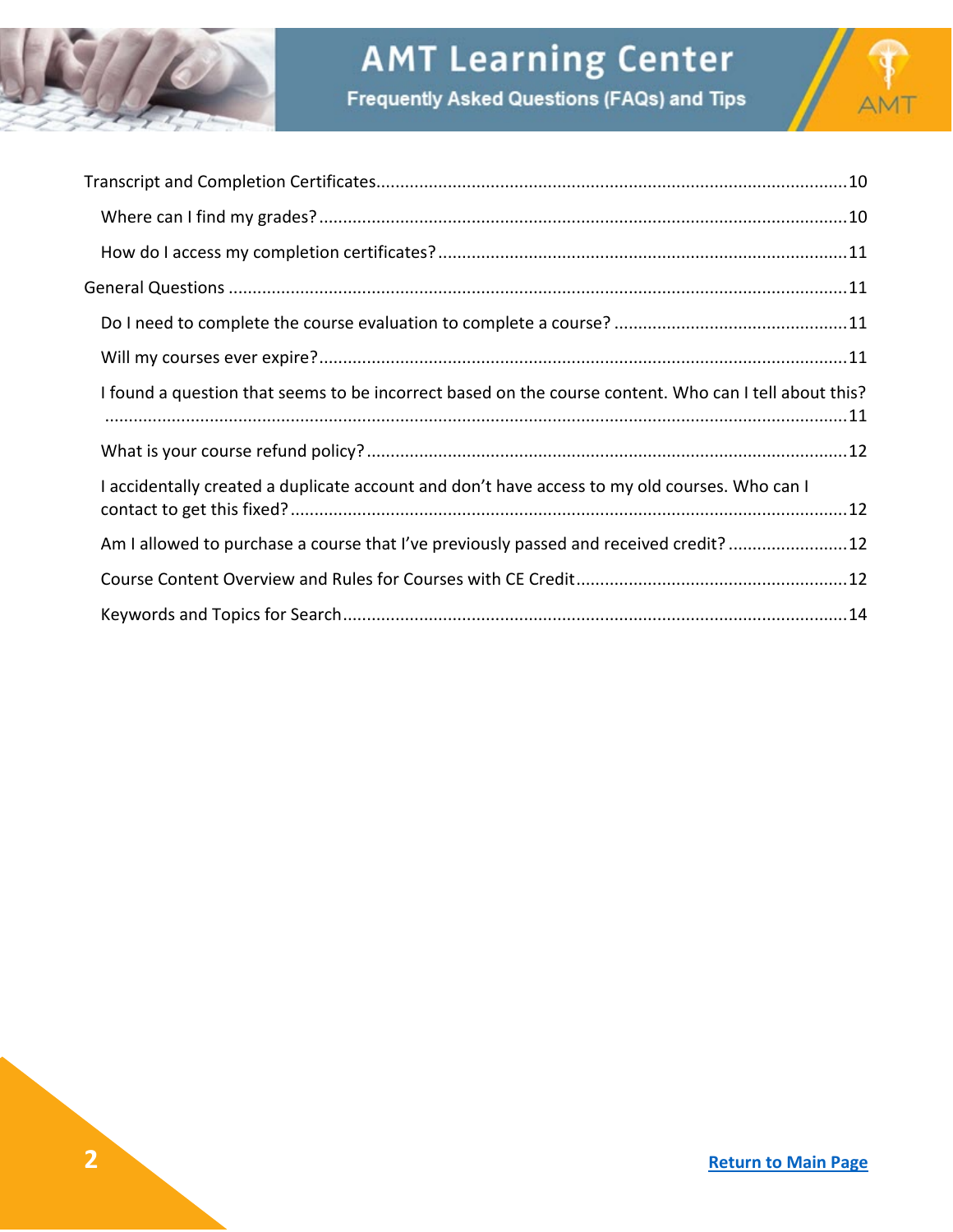Transcript and Completion Certificates....................10

- Where can I find my grades?....................10
- How do I access my completion certificates?....................11

General Questions....................11

- Do I need to complete the course evaluation to complete a course?....................11
- Will my courses ever expire?....................11
- I found a question that seems to be incorrect based on the course content. Who can I tell about this? ....................11
- What is your course refund policy?....................12
- I accidentally created a duplicate account and don't have access to my old courses. Who can I contact to get this fixed?....................12
- Am I allowed to purchase a course that I've previously passed and received credit?....................12
- Course Content Overview and Rules for Courses with CE Credit....................12
- Keywords and Topics for Search....................14

Return to Main Page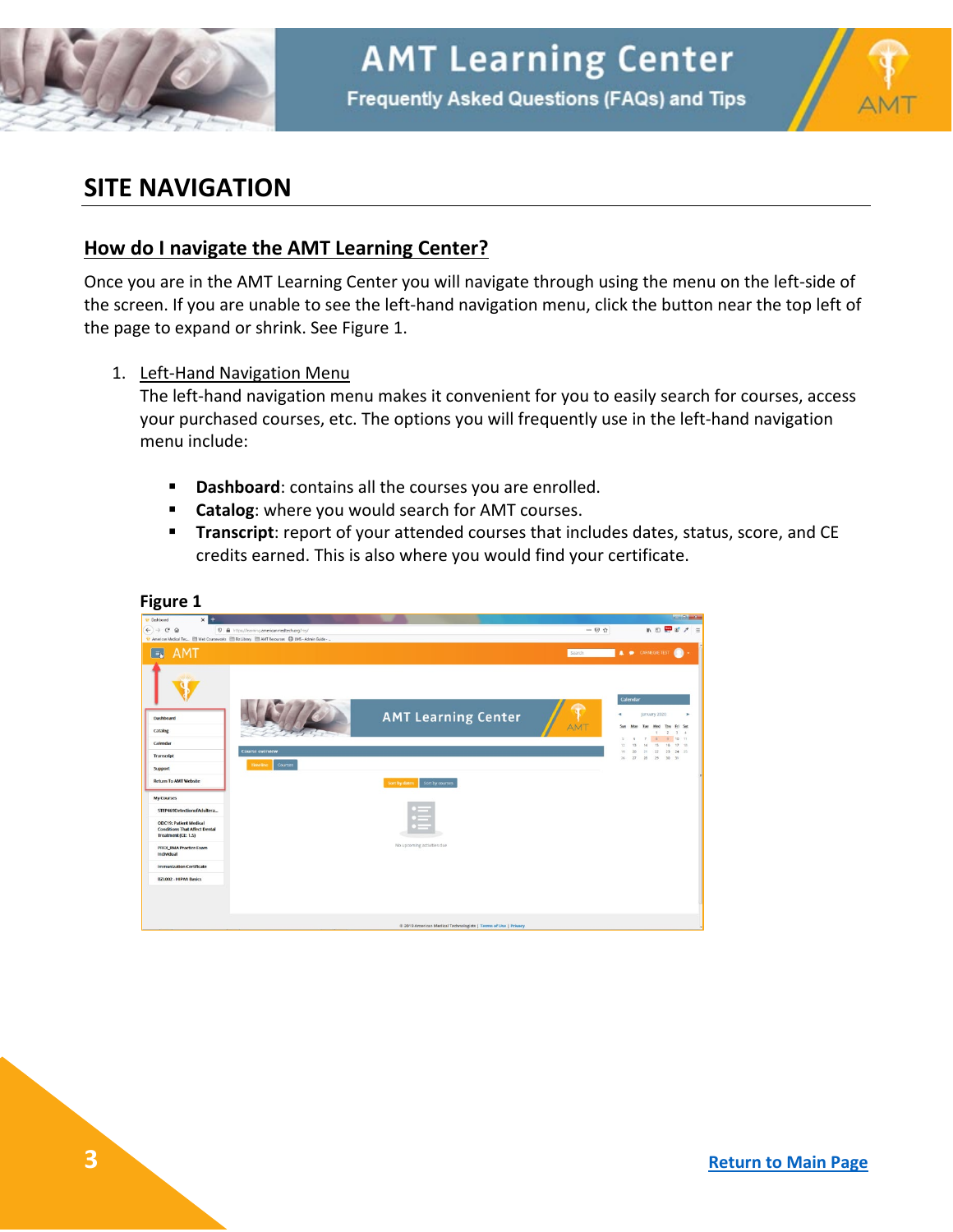## SITE NAVIGATION

### How do I navigate the AMT Learning Center?

Once you are in the AMT Learning Center you will navigate through using the menu on the left-side of the screen. If you are unable to see the left-hand navigation menu, click the button near the top left of the page to expand or shrink. See Figure 1.

1. Left-Hand Navigation Menu
   The left-hand navigation menu makes it convenient for you to easily search for courses, access your purchased courses, etc. The options you will frequently use in the left-hand navigation menu include:

   - **Dashboard**: contains all the courses you are enrolled.
   - **Catalog**: where you would search for AMT courses.
   - **Transcript**: report of your attended courses that includes dates, status, score, and CE credits earned. This is also where you would find your certificate.

**Figure 1**

Return to Main Page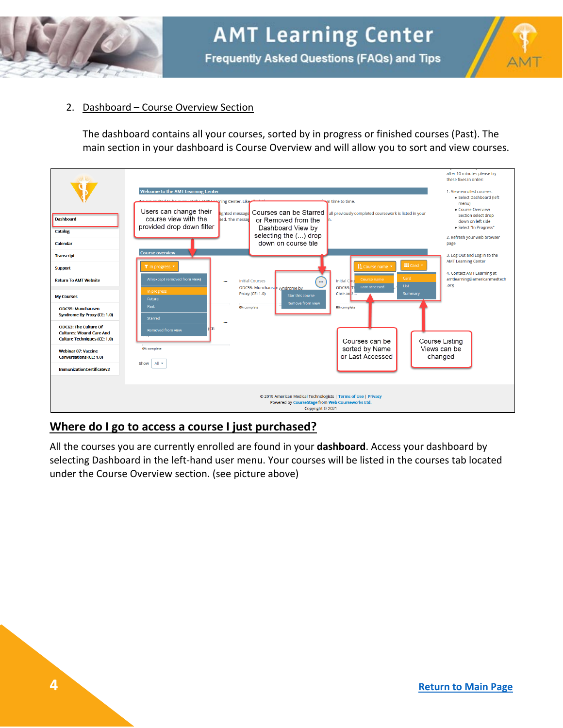2. Dashboard – Course Overview Section

The dashboard contains all your courses, sorted by in progress or finished courses (Past). The main section in your dashboard is Course Overview and will allow you to sort and view courses.

## Where do I go to access a course I just purchased?

All the courses you are currently enrolled are found in your **dashboard**. Access your dashboard by selecting Dashboard in the left-hand user menu. Your courses will be listed in the courses tab located under the Course Overview section. (see picture above)

Return to Main Page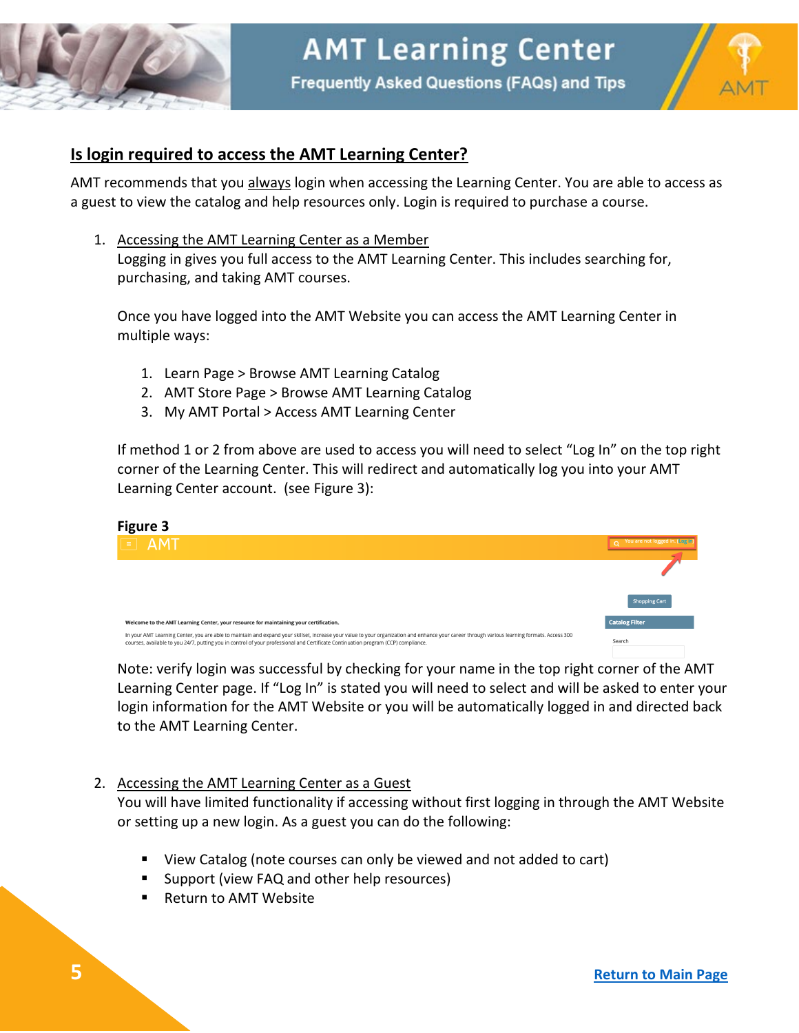## Is login required to access the AMT Learning Center?

AMT recommends that you always login when accessing the Learning Center. You are able to access as a guest to view the catalog and help resources only. Login is required to purchase a course.

1. Accessing the AMT Learning Center as a Member

   Logging in gives you full access to the AMT Learning Center. This includes searching for, purchasing, and taking AMT courses.

   Once you have logged into the AMT Website you can access the AMT Learning Center in multiple ways:

   1. Learn Page > Browse AMT Learning Catalog
   2. AMT Store Page > Browse AMT Learning Catalog
   3. My AMT Portal > Access AMT Learning Center

   If method 1 or 2 from above are used to access you will need to select "Log In" on the top right corner of the Learning Center. This will redirect and automatically log you into your AMT Learning Center account. (see Figure 3):

   **Figure 3**

   Note: verify login was successful by checking for your name in the top right corner of the AMT Learning Center page. If "Log In" is stated you will need to select and will be asked to enter your login information for the AMT Website or you will be automatically logged in and directed back to the AMT Learning Center.

2. Accessing the AMT Learning Center as a Guest

   You will have limited functionality if accessing without first logging in through the AMT Website or setting up a new login. As a guest you can do the following:

   - View Catalog (note courses can only be viewed and not added to cart)
   - Support (view FAQ and other help resources)
   - Return to AMT Website

Return to Main Page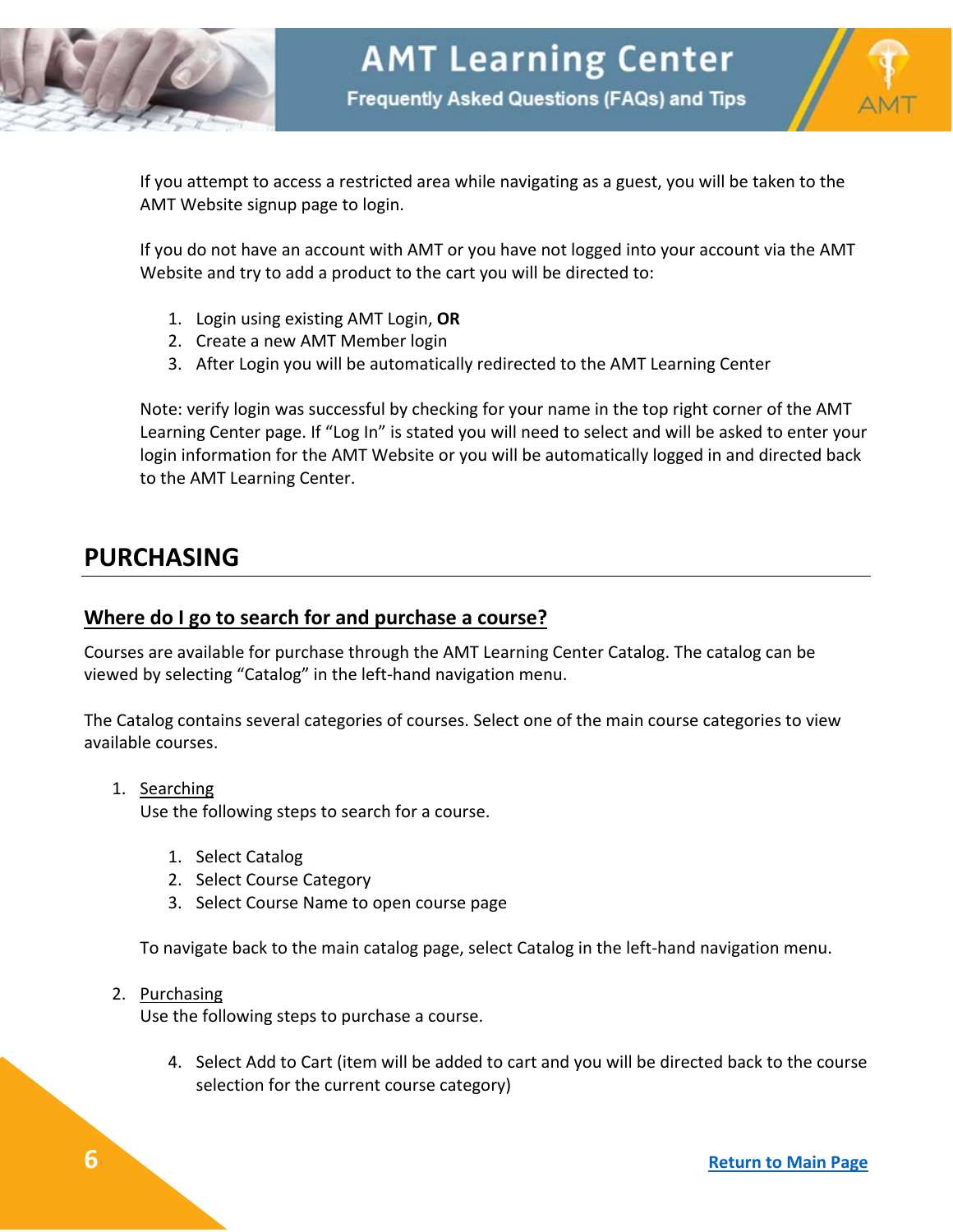If you attempt to access a restricted area while navigating as a guest, you will be taken to the AMT Website signup page to login.

If you do not have an account with AMT or you have not logged into your account via the AMT Website and try to add a product to the cart you will be directed to:

1. Login using existing AMT Login, **OR**
2. Create a new AMT Member login
3. After Login you will be automatically redirected to the AMT Learning Center

Note: verify login was successful by checking for your name in the top right corner of the AMT Learning Center page. If "Log In" is stated you will need to select and will be asked to enter your login information for the AMT Website or you will be automatically logged in and directed back to the AMT Learning Center.

## PURCHASING

### Where do I go to search for and purchase a course?

Courses are available for purchase through the AMT Learning Center Catalog. The catalog can be viewed by selecting "Catalog" in the left-hand navigation menu.

The Catalog contains several categories of courses. Select one of the main course categories to view available courses.

1. Searching
   Use the following steps to search for a course.

   1. Select Catalog
   2. Select Course Category
   3. Select Course Name to open course page

   To navigate back to the main catalog page, select Catalog in the left-hand navigation menu.

2. Purchasing
   Use the following steps to purchase a course.

   4. Select Add to Cart (item will be added to cart and you will be directed back to the course selection for the current course category)

Return to Main Page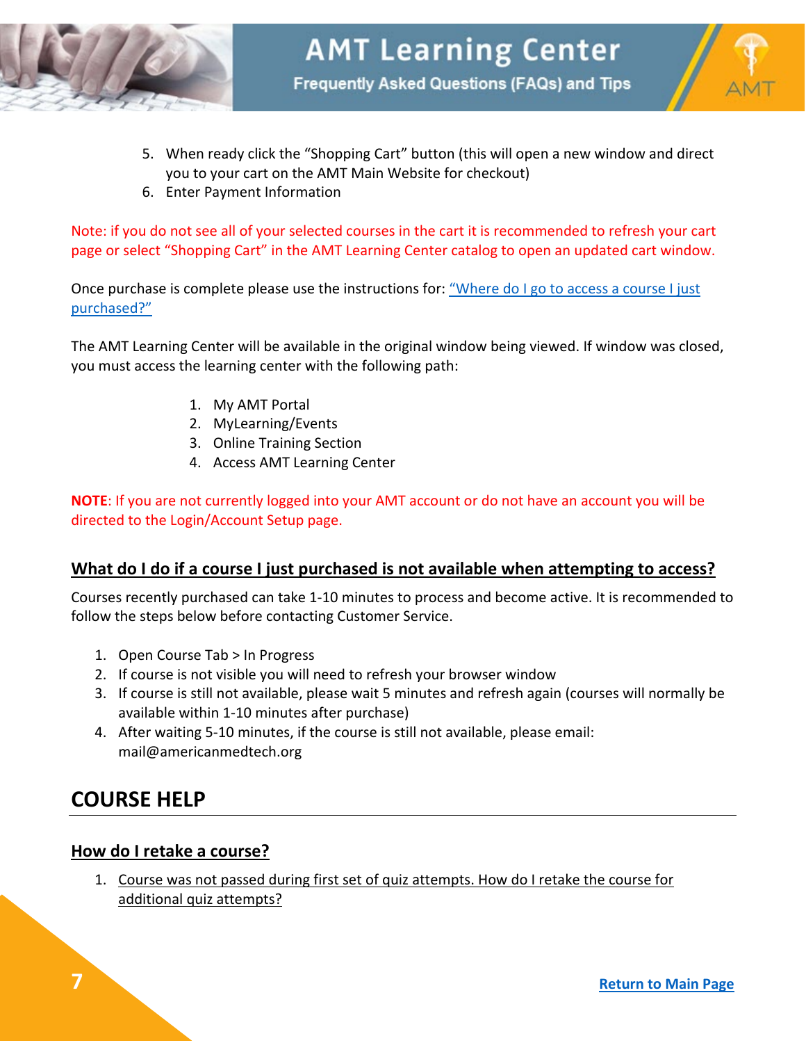5. When ready click the "Shopping Cart" button (this will open a new window and direct you to your cart on the AMT Main Website for checkout)
6. Enter Payment Information

Note: if you do not see all of your selected courses in the cart it is recommended to refresh your cart page or select "Shopping Cart" in the AMT Learning Center catalog to open an updated cart window.

Once purchase is complete please use the instructions for: "Where do I go to access a course I just purchased?"

The AMT Learning Center will be available in the original window being viewed. If window was closed, you must access the learning center with the following path:

1. My AMT Portal
2. MyLearning/Events
3. Online Training Section
4. Access AMT Learning Center

**NOTE**: If you are not currently logged into your AMT account or do not have an account you will be directed to the Login/Account Setup page.

### What do I do if a course I just purchased is not available when attempting to access?

Courses recently purchased can take 1-10 minutes to process and become active. It is recommended to follow the steps below before contacting Customer Service.

1. Open Course Tab > In Progress
2. If course is not visible you will need to refresh your browser window
3. If course is still not available, please wait 5 minutes and refresh again (courses will normally be available within 1-10 minutes after purchase)
4. After waiting 5-10 minutes, if the course is still not available, please email: mail@americanmedtech.org

## COURSE HELP

### How do I retake a course?

1. Course was not passed during first set of quiz attempts. How do I retake the course for additional quiz attempts?

Return to Main Page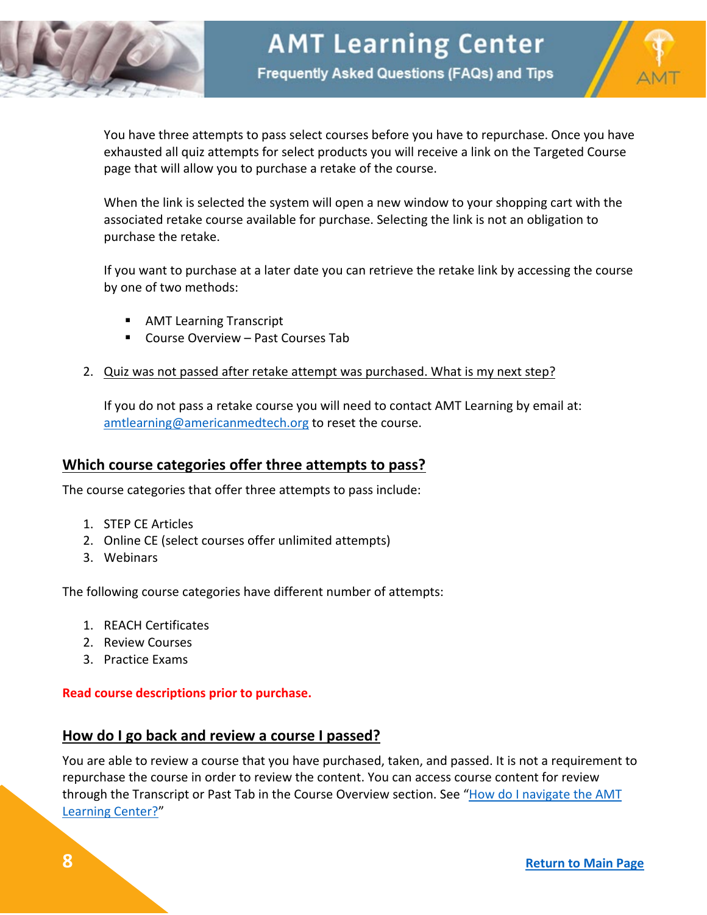You have three attempts to pass select courses before you have to repurchase. Once you have exhausted all quiz attempts for select products you will receive a link on the Targeted Course page that will allow you to purchase a retake of the course.

When the link is selected the system will open a new window to your shopping cart with the associated retake course available for purchase. Selecting the link is not an obligation to purchase the retake.

If you want to purchase at a later date you can retrieve the retake link by accessing the course by one of two methods:

- AMT Learning Transcript
- Course Overview – Past Courses Tab

2. Quiz was not passed after retake attempt was purchased. What is my next step?

   If you do not pass a retake course you will need to contact AMT Learning by email at: amtlearning@americanmedtech.org to reset the course.

## Which course categories offer three attempts to pass?

The course categories that offer three attempts to pass include:

1. STEP CE Articles
2. Online CE (select courses offer unlimited attempts)
3. Webinars

The following course categories have different number of attempts:

1. REACH Certificates
2. Review Courses
3. Practice Exams

**Read course descriptions prior to purchase.**

## How do I go back and review a course I passed?

You are able to review a course that you have purchased, taken, and passed. It is not a requirement to repurchase the course in order to review the content. You can access course content for review through the Transcript or Past Tab in the Course Overview section. See "How do I navigate the AMT Learning Center?"

Return to Main Page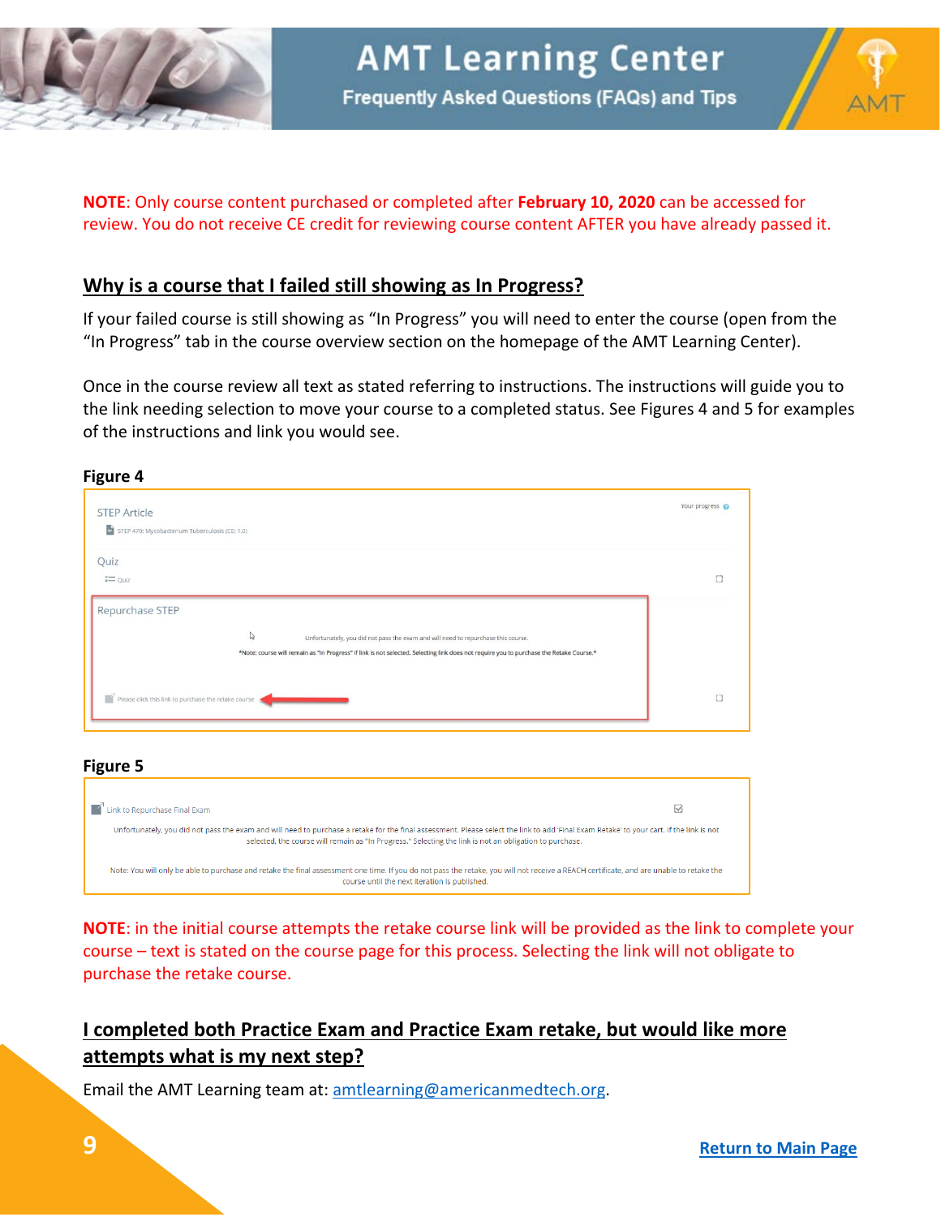**NOTE**: Only course content purchased or completed after **February 10, 2020** can be accessed for review. You do not receive CE credit for reviewing course content AFTER you have already passed it.

## Why is a course that I failed still showing as In Progress?

If your failed course is still showing as "In Progress" you will need to enter the course (open from the "In Progress" tab in the course overview section on the homepage of the AMT Learning Center).

Once in the course review all text as stated referring to instructions. The instructions will guide you to the link needing selection to move your course to a completed status. See Figures 4 and 5 for examples of the instructions and link you would see.

**Figure 4**

STEP Article

STEP 470: Mycobacterium Tuberculosis (CE: 1.0)

Your progress

Quiz

Quiz

Repurchase STEP

Unfortunately, you did not pass the exam and will need to repurchase this course.

*Note: course will remain as "In Progress" if link is not selected. Selecting link does not require you to purchase the Retake Course.*

Please click this link to purchase the retake course

**Figure 5**

Link to Repurchase Final Exam

Unfortunately, you did not pass the exam and will need to purchase a retake for the final assessment. Please select the link to add 'Final Exam Retake' to your cart. If the link is not selected, the course will remain as "In Progress." Selecting the link is not an obligation to purchase.

Note: You will only be able to purchase and retake the final assessment one time. If you do not pass the retake, you will not receive a REACH certificate, and are unable to retake the course until the next iteration is published.

**NOTE**: in the initial course attempts the retake course link will be provided as the link to complete your course – text is stated on the course page for this process. Selecting the link will not obligate to purchase the retake course.

## I completed both Practice Exam and Practice Exam retake, but would like more attempts what is my next step?

Email the AMT Learning team at: amtlearning@americanmedtech.org.

Return to Main Page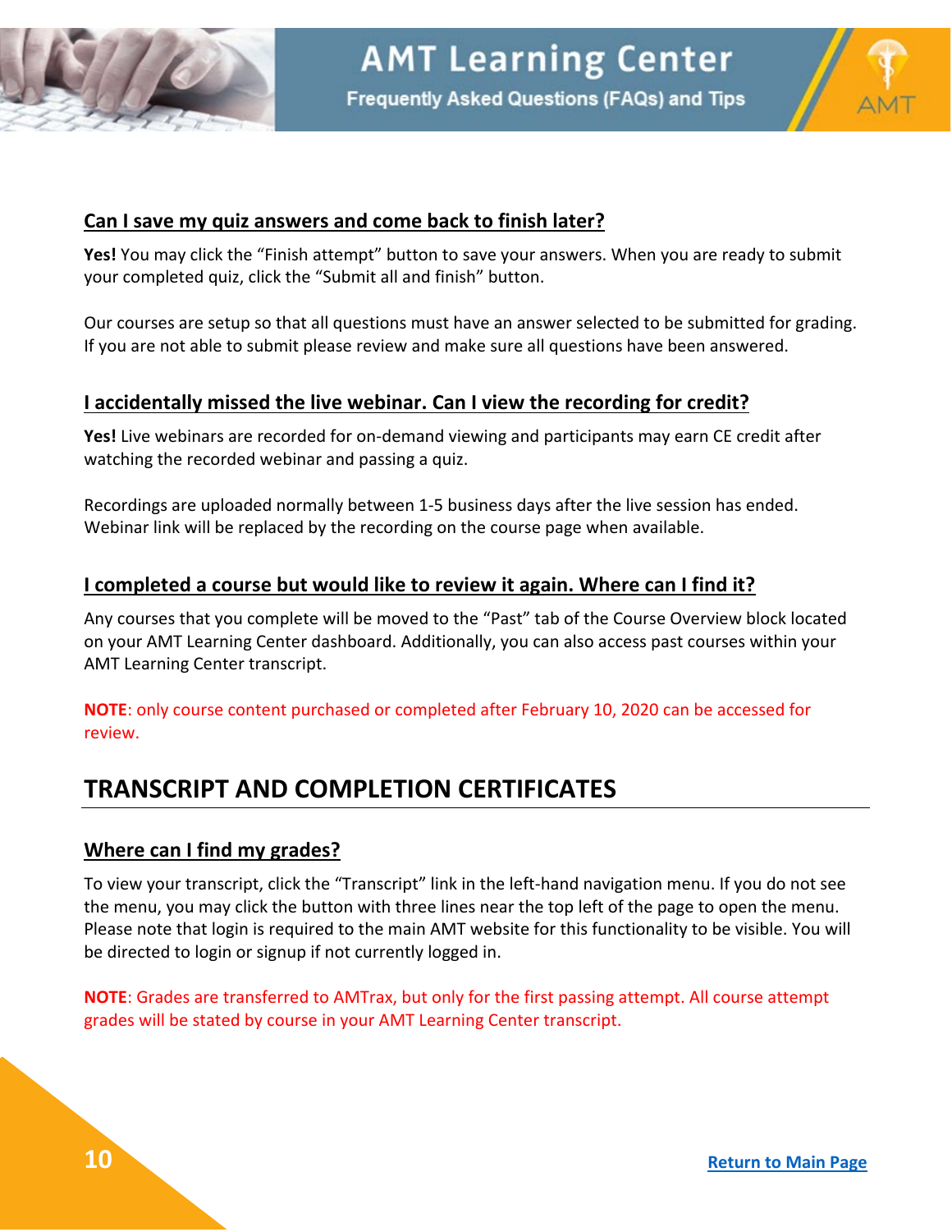### Can I save my quiz answers and come back to finish later?

**Yes!** You may click the “Finish attempt” button to save your answers. When you are ready to submit your completed quiz, click the “Submit all and finish” button.

Our courses are setup so that all questions must have an answer selected to be submitted for grading. If you are not able to submit please review and make sure all questions have been answered.

### I accidentally missed the live webinar. Can I view the recording for credit?

**Yes!** Live webinars are recorded for on-demand viewing and participants may earn CE credit after watching the recorded webinar and passing a quiz.

Recordings are uploaded normally between 1-5 business days after the live session has ended. Webinar link will be replaced by the recording on the course page when available.

### I completed a course but would like to review it again. Where can I find it?

Any courses that you complete will be moved to the “Past” tab of the Course Overview block located on your AMT Learning Center dashboard. Additionally, you can also access past courses within your AMT Learning Center transcript.

**NOTE**: only course content purchased or completed after February 10, 2020 can be accessed for review.

## TRANSCRIPT AND COMPLETION CERTIFICATES

### Where can I find my grades?

To view your transcript, click the “Transcript” link in the left-hand navigation menu. If you do not see the menu, you may click the button with three lines near the top left of the page to open the menu. Please note that login is required to the main AMT website for this functionality to be visible. You will be directed to login or signup if not currently logged in.

**NOTE**: Grades are transferred to AMTrax, but only for the first passing attempt. All course attempt grades will be stated by course in your AMT Learning Center transcript.

Return to Main Page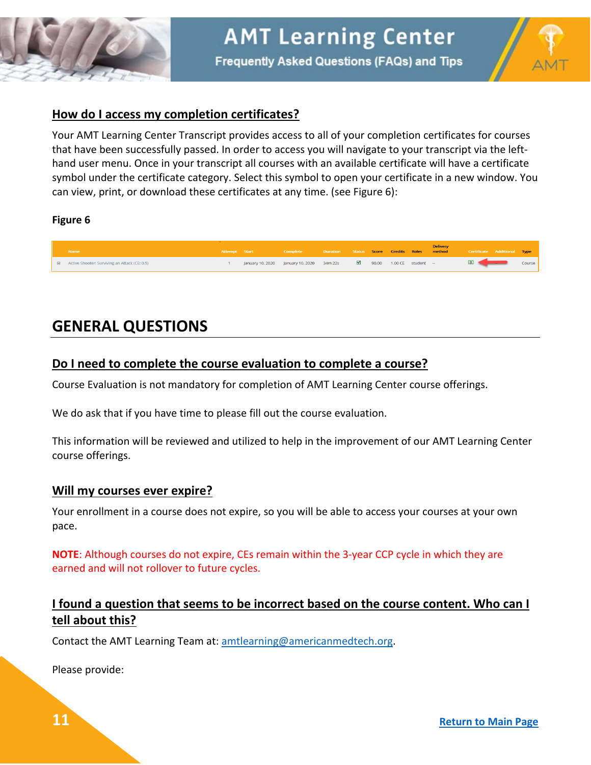## How do I access my completion certificates?

Your AMT Learning Center Transcript provides access to all of your completion certificates for courses that have been successfully passed. In order to access you will navigate to your transcript via the left-hand user menu. Once in your transcript all courses with an available certificate will have a certificate symbol under the certificate category. Select this symbol to open your certificate in a new window. You can view, print, or download these certificates at any time. (see Figure 6):

**Figure 6**

| | Name | Attempt | Start | Complete | Duration | Status | Score | Credits | Roles | Delivery method | Certificate | Additional | Type |
|---|---|---|---|---|---|---|---|---|---|---|---|---|---|
| ⊞ | Active Shooter: Surviving an Attack (CE: 0.5) | 1 | January 10, 2020 | January 10, 2020 | 34m 22s | ☑ | 90.00 | 1.00 CE | student | -- | ▤ | | Course |

# GENERAL QUESTIONS

## Do I need to complete the course evaluation to complete a course?

Course Evaluation is not mandatory for completion of AMT Learning Center course offerings.

We do ask that if you have time to please fill out the course evaluation.

This information will be reviewed and utilized to help in the improvement of our AMT Learning Center course offerings.

## Will my courses ever expire?

Your enrollment in a course does not expire, so you will be able to access your courses at your own pace.

**NOTE**: Although courses do not expire, CEs remain within the 3-year CCP cycle in which they are earned and will not rollover to future cycles.

## I found a question that seems to be incorrect based on the course content. Who can I tell about this?

Contact the AMT Learning Team at: amtlearning@americanmedtech.org.

Please provide:

[Return to Main Page]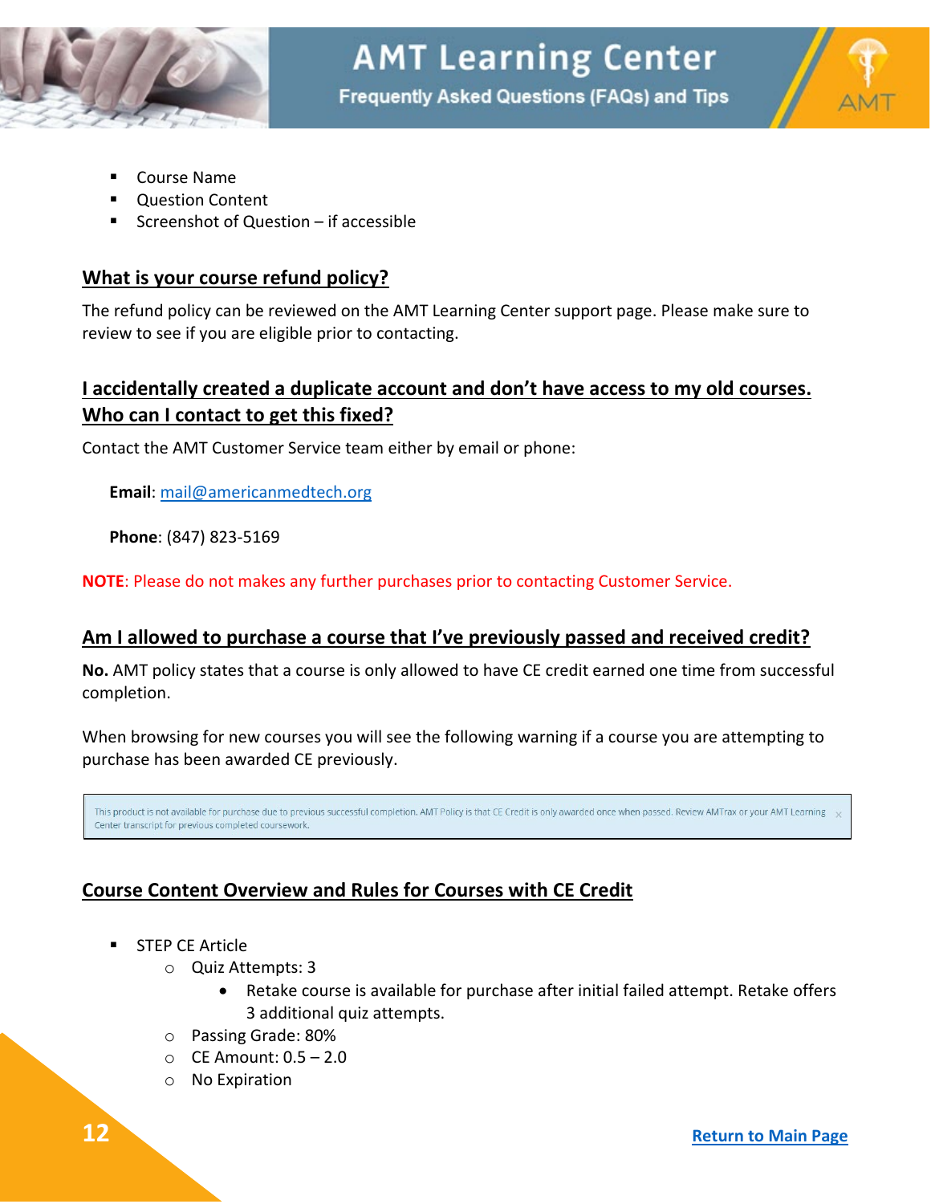- Course Name
- Question Content
- Screenshot of Question – if accessible

## What is your course refund policy?

The refund policy can be reviewed on the AMT Learning Center support page. Please make sure to review to see if you are eligible prior to contacting.

## I accidentally created a duplicate account and don't have access to my old courses. Who can I contact to get this fixed?

Contact the AMT Customer Service team either by email or phone:

**Email**: mail@americanmedtech.org

**Phone**: (847) 823-5169

**NOTE**: Please do not makes any further purchases prior to contacting Customer Service.

## Am I allowed to purchase a course that I've previously passed and received credit?

**No.** AMT policy states that a course is only allowed to have CE credit earned one time from successful completion.

When browsing for new courses you will see the following warning if a course you are attempting to purchase has been awarded CE previously.

> This product is not available for purchase due to previous successful completion. AMT Policy is that CE Credit is only awarded once when passed. Review AMTrax or your AMT Learning Center transcript for previous completed coursework.

## Course Content Overview and Rules for Courses with CE Credit

- STEP CE Article
  - Quiz Attempts: 3
    - Retake course is available for purchase after initial failed attempt. Retake offers 3 additional quiz attempts.
  - Passing Grade: 80%
  - CE Amount: 0.5 – 2.0
  - No Expiration

Return to Main Page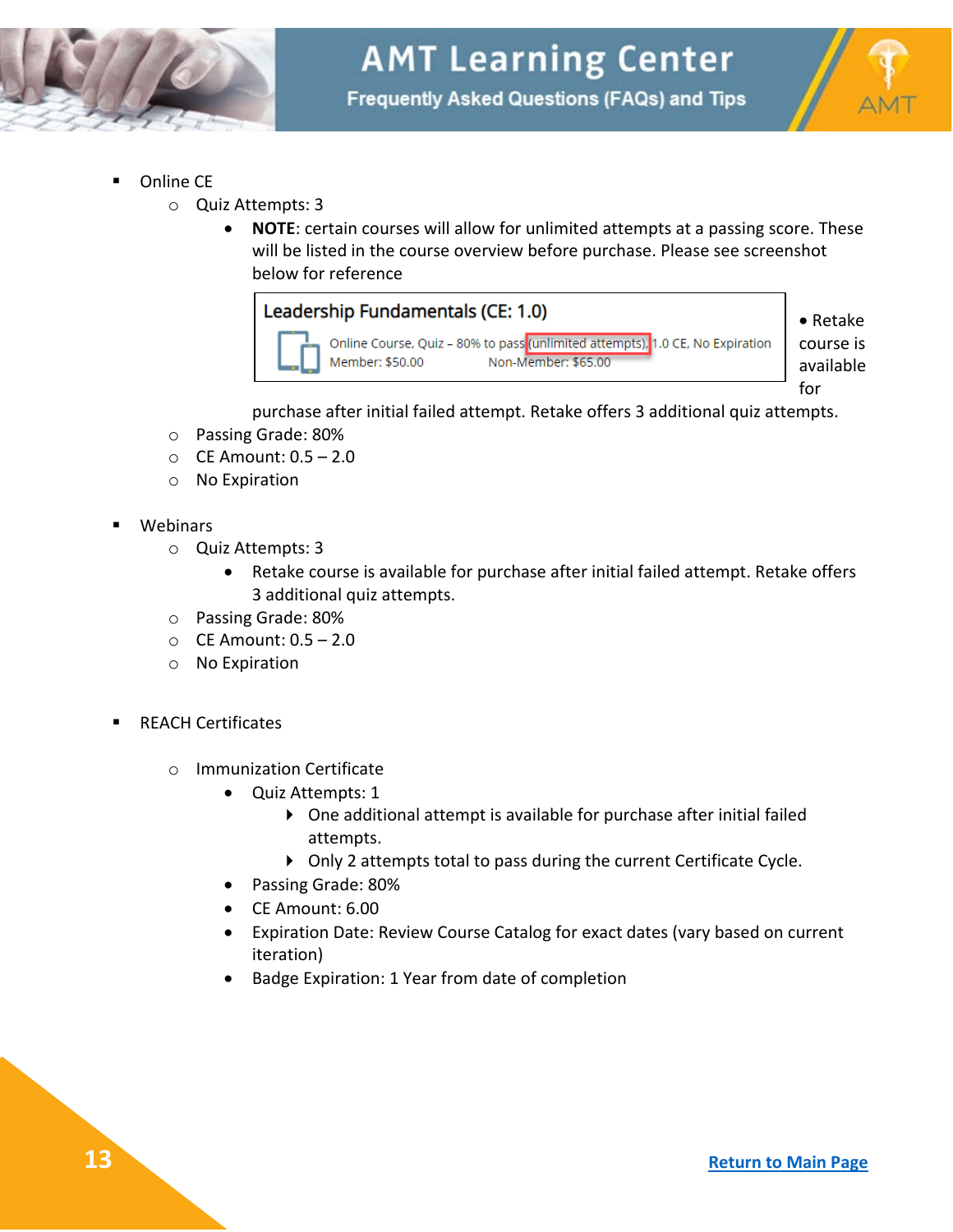- Online CE
  - Quiz Attempts: 3
    - **NOTE**: certain courses will allow for unlimited attempts at a passing score. These will be listed in the course overview before purchase. Please see screenshot below for reference

      Leadership Fundamentals (CE: 1.0)

      Online Course, Quiz – 80% to pass (unlimited attempts), 1.0 CE, No Expiration
      Member: $50.00 Non-Member: $65.00

    - Retake course is available for purchase after initial failed attempt. Retake offers 3 additional quiz attempts.
  - Passing Grade: 80%
  - CE Amount: 0.5 – 2.0
  - No Expiration

- Webinars
  - Quiz Attempts: 3
    - Retake course is available for purchase after initial failed attempt. Retake offers 3 additional quiz attempts.
  - Passing Grade: 80%
  - CE Amount: 0.5 – 2.0
  - No Expiration

- REACH Certificates
  - Immunization Certificate
    - Quiz Attempts: 1
      - One additional attempt is available for purchase after initial failed attempts.
      - Only 2 attempts total to pass during the current Certificate Cycle.
    - Passing Grade: 80%
    - CE Amount: 6.00
    - Expiration Date: Review Course Catalog for exact dates (vary based on current iteration)
    - Badge Expiration: 1 Year from date of completion

Return to Main Page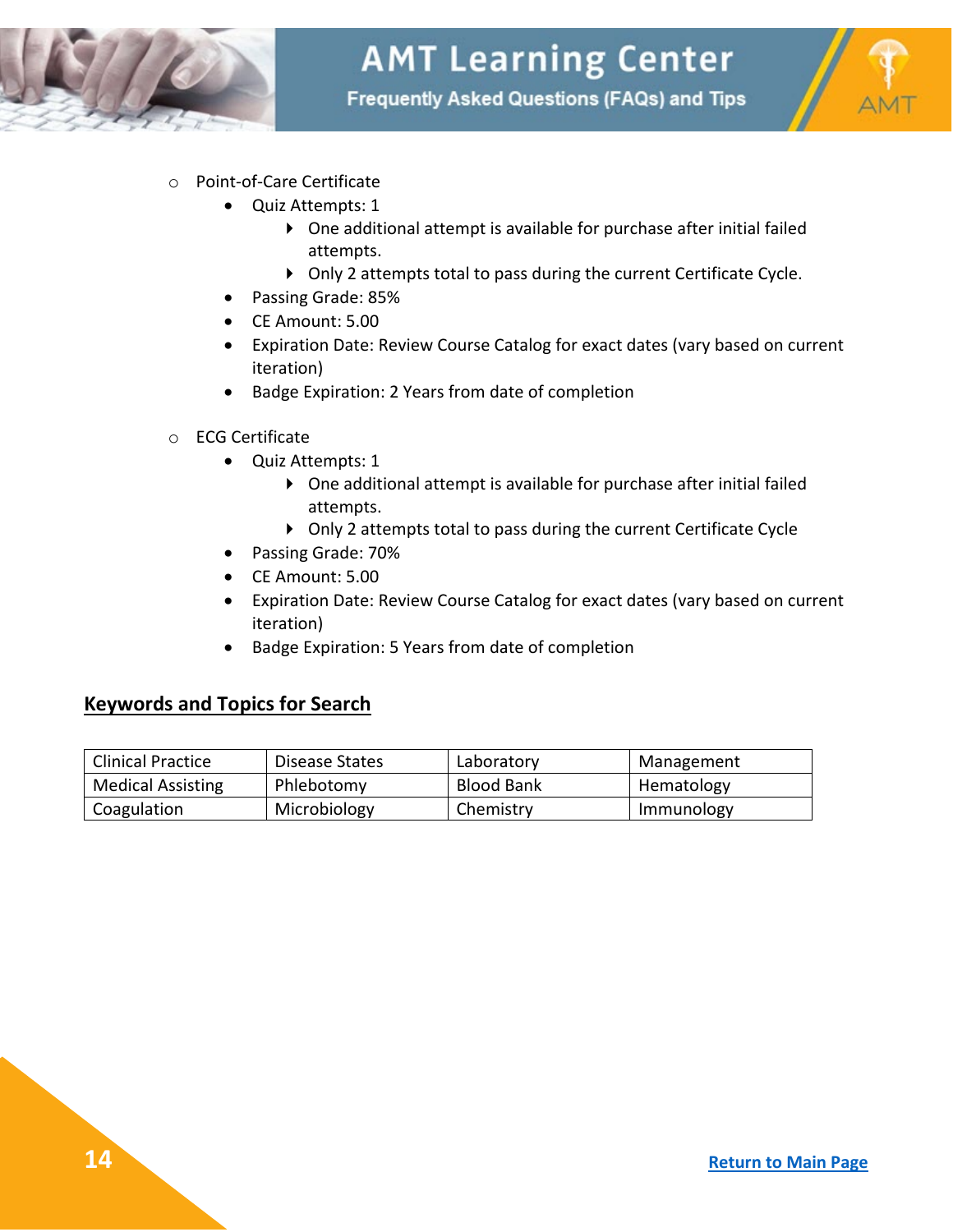- Point-of-Care Certificate
  - Quiz Attempts: 1
    - One additional attempt is available for purchase after initial failed attempts.
    - Only 2 attempts total to pass during the current Certificate Cycle.
  - Passing Grade: 85%
  - CE Amount: 5.00
  - Expiration Date: Review Course Catalog for exact dates (vary based on current iteration)
  - Badge Expiration: 2 Years from date of completion

- ECG Certificate
  - Quiz Attempts: 1
    - One additional attempt is available for purchase after initial failed attempts.
    - Only 2 attempts total to pass during the current Certificate Cycle
  - Passing Grade: 70%
  - CE Amount: 5.00
  - Expiration Date: Review Course Catalog for exact dates (vary based on current iteration)
  - Badge Expiration: 5 Years from date of completion

## Keywords and Topics for Search

| | | | |
|---|---|---|---|
| Clinical Practice | Disease States | Laboratory | Management |
| Medical Assisting | Phlebotomy | Blood Bank | Hematology |
| Coagulation | Microbiology | Chemistry | Immunology |

Return to Main Page